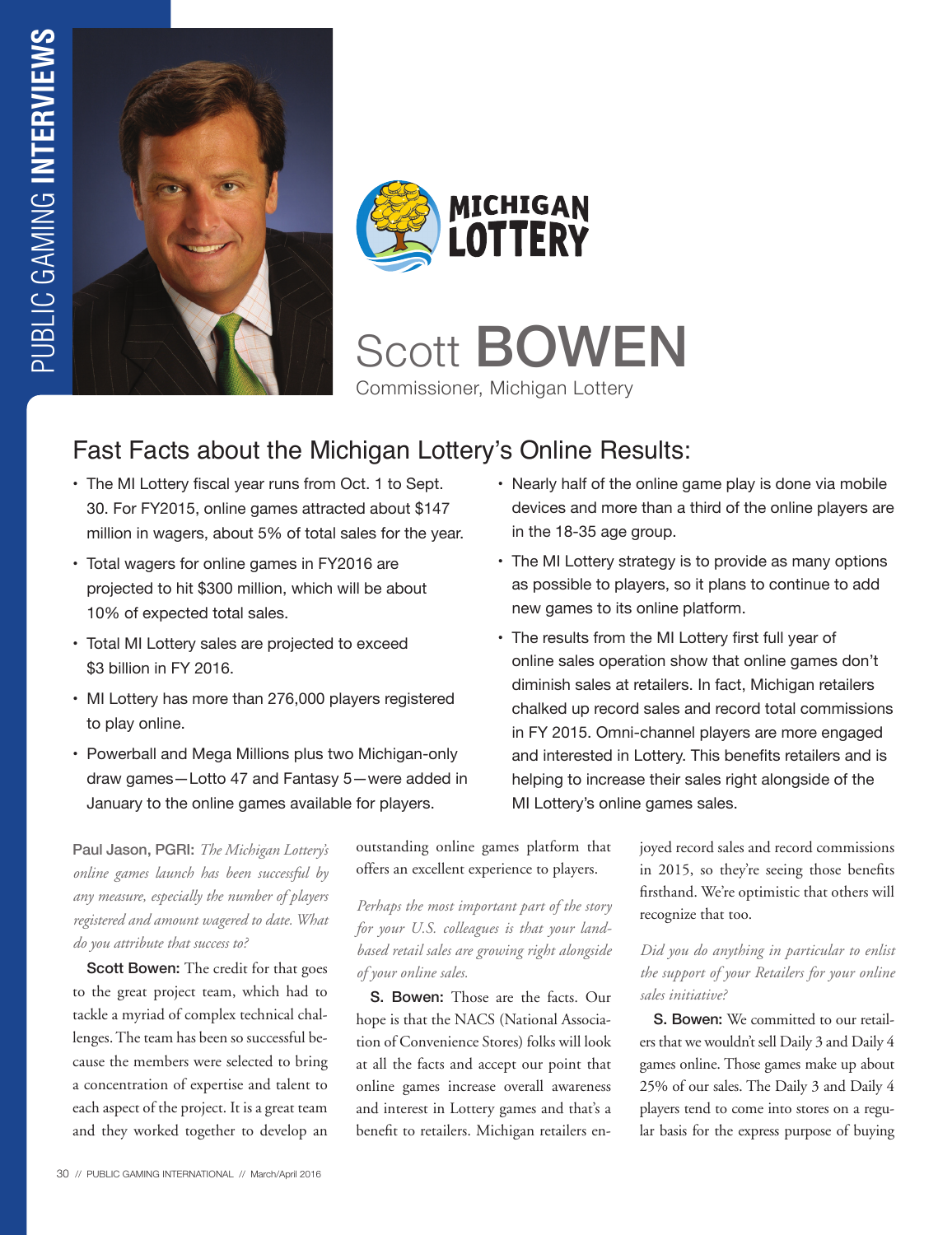# Scott BOWEN

Commissioner, Michigan Lottery

## Fast Facts about the Michigan Lottery's Online Results:

- The MI Lottery fiscal year runs from Oct. 1 to Sept. 30. For FY2015, online games attracted about $147 million in wagers, about 5% of total sales for the year.
- Total wagers for online games in FY2016 are projected to hit $300 million, which will be about 10% of expected total sales.
- Total MI Lottery sales are projected to exceed $3 billion in FY 2016.
- MI Lottery has more than 276,000 players registered to play online.
- Powerball and Mega Millions plus two Michigan-only draw games—Lotto 47 and Fantasy 5—were added in January to the online games available for players.
- Nearly half of the online game play is done via mobile devices and more than a third of the online players are in the 18-35 age group.
- The MI Lottery strategy is to provide as many options as possible to players, so it plans to continue to add new games to its online platform.
- The results from the MI Lottery first full year of online sales operation show that online games don't diminish sales at retailers. In fact, Michigan retailers chalked up record sales and record total commissions in FY 2015. Omni-channel players are more engaged and interested in Lottery. This benefits retailers and is helping to increase their sales right alongside of the MI Lottery's online games sales.

**Paul Jason, PGRI:** *The Michigan Lottery's online games launch has been successful by any measure, especially the number of players registered and amount wagered to date. What do you attribute that success to?*

**Scott Bowen:** The credit for that goes to the great project team, which had to tackle a myriad of complex technical challenges. The team has been so successful because the members were selected to bring a concentration of expertise and talent to each aspect of the project. It is a great team and they worked together to develop an outstanding online games platform that offers an excellent experience to players.

*Perhaps the most important part of the story for your U.S. colleagues is that your land-based retail sales are growing right alongside of your online sales.*

**S. Bowen:** Those are the facts. Our hope is that the NACS (National Association of Convenience Stores) folks will look at all the facts and accept our point that online games increase overall awareness and interest in Lottery games and that's a benefit to retailers. Michigan retailers enjoyed record sales and record commissions in 2015, so they're seeing those benefits firsthand. We're optimistic that others will recognize that too.

*Did you do anything in particular to enlist the support of your Retailers for your online sales initiative?*

**S. Bowen:** We committed to our retailers that we wouldn't sell Daily 3 and Daily 4 games online. Those games make up about 25% of our sales. The Daily 3 and Daily 4 players tend to come into stores on a regular basis for the express purpose of buying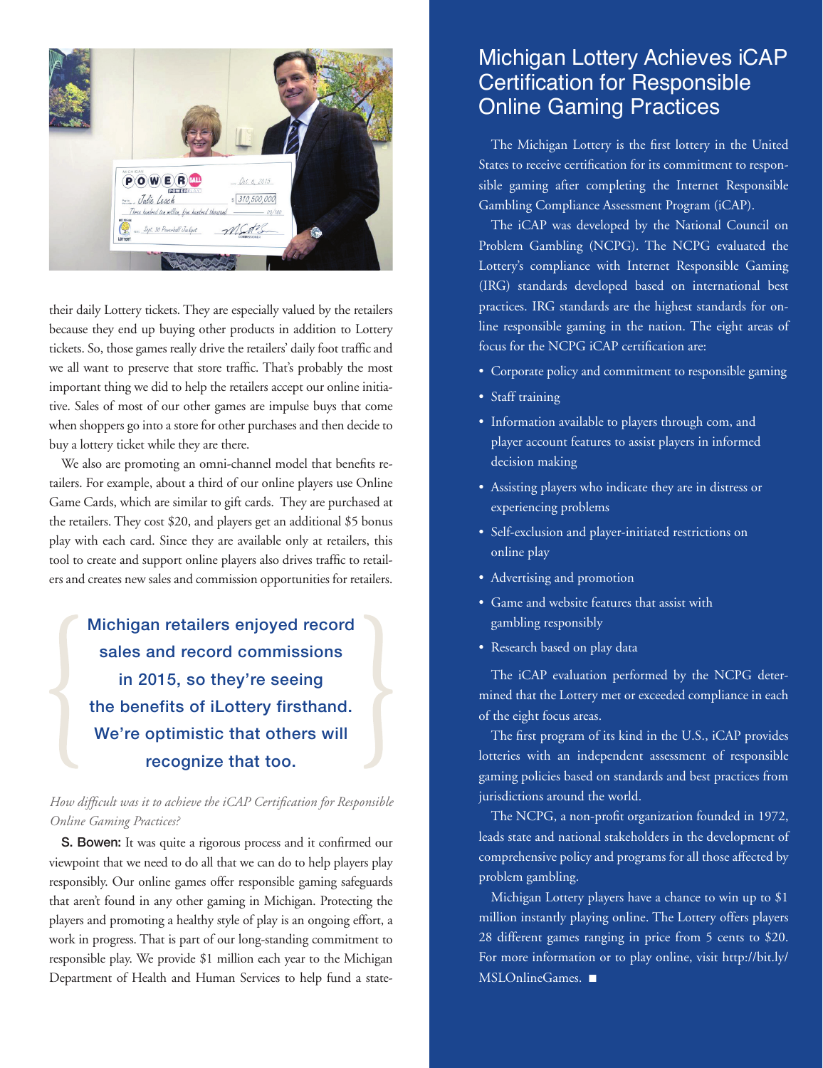their daily Lottery tickets. They are especially valued by the retailers because they end up buying other products in addition to Lottery tickets. So, those games really drive the retailers' daily foot traffic and we all want to preserve that store traffic. That's probably the most important thing we did to help the retailers accept our online initiative. Sales of most of our other games are impulse buys that come when shoppers go into a store for other purchases and then decide to buy a lottery ticket while they are there.

We also are promoting an omni-channel model that benefits retailers. For example, about a third of our online players use Online Game Cards, which are similar to gift cards. They are purchased at the retailers. They cost $20, and players get an additional $5 bonus play with each card. Since they are available only at retailers, this tool to create and support online players also drives traffic to retailers and creates new sales and commission opportunities for retailers.

> Michigan retailers enjoyed record sales and record commissions in 2015, so they're seeing the benefits of iLottery firsthand. We're optimistic that others will recognize that too.

*How difficult was it to achieve the iCAP Certification for Responsible Online Gaming Practices?*

**S. Bowen:** It was quite a rigorous process and it confirmed our viewpoint that we need to do all that we can do to help players play responsibly. Our online games offer responsible gaming safeguards that aren't found in any other gaming in Michigan. Protecting the players and promoting a healthy style of play is an ongoing effort, a work in progress. That is part of our long-standing commitment to responsible play. We provide $1 million each year to the Michigan Department of Health and Human Services to help fund a state-

## Michigan Lottery Achieves iCAP Certification for Responsible Online Gaming Practices

The Michigan Lottery is the first lottery in the United States to receive certification for its commitment to responsible gaming after completing the Internet Responsible Gambling Compliance Assessment Program (iCAP).

The iCAP was developed by the National Council on Problem Gambling (NCPG). The NCPG evaluated the Lottery's compliance with Internet Responsible Gaming (IRG) standards developed based on international best practices. IRG standards are the highest standards for online responsible gaming in the nation. The eight areas of focus for the NCPG iCAP certification are:

- Corporate policy and commitment to responsible gaming
- Staff training
- Information available to players through com, and player account features to assist players in informed decision making
- Assisting players who indicate they are in distress or experiencing problems
- Self-exclusion and player-initiated restrictions on online play
- Advertising and promotion
- Game and website features that assist with gambling responsibly
- Research based on play data

The iCAP evaluation performed by the NCPG determined that the Lottery met or exceeded compliance in each of the eight focus areas.

The first program of its kind in the U.S., iCAP provides lotteries with an independent assessment of responsible gaming policies based on standards and best practices from jurisdictions around the world.

The NCPG, a non-profit organization founded in 1972, leads state and national stakeholders in the development of comprehensive policy and programs for all those affected by problem gambling.

Michigan Lottery players have a chance to win up to $1 million instantly playing online. The Lottery offers players 28 different games ranging in price from 5 cents to $20. For more information or to play online, visit http://bit.ly/MSLOnlineGames. ■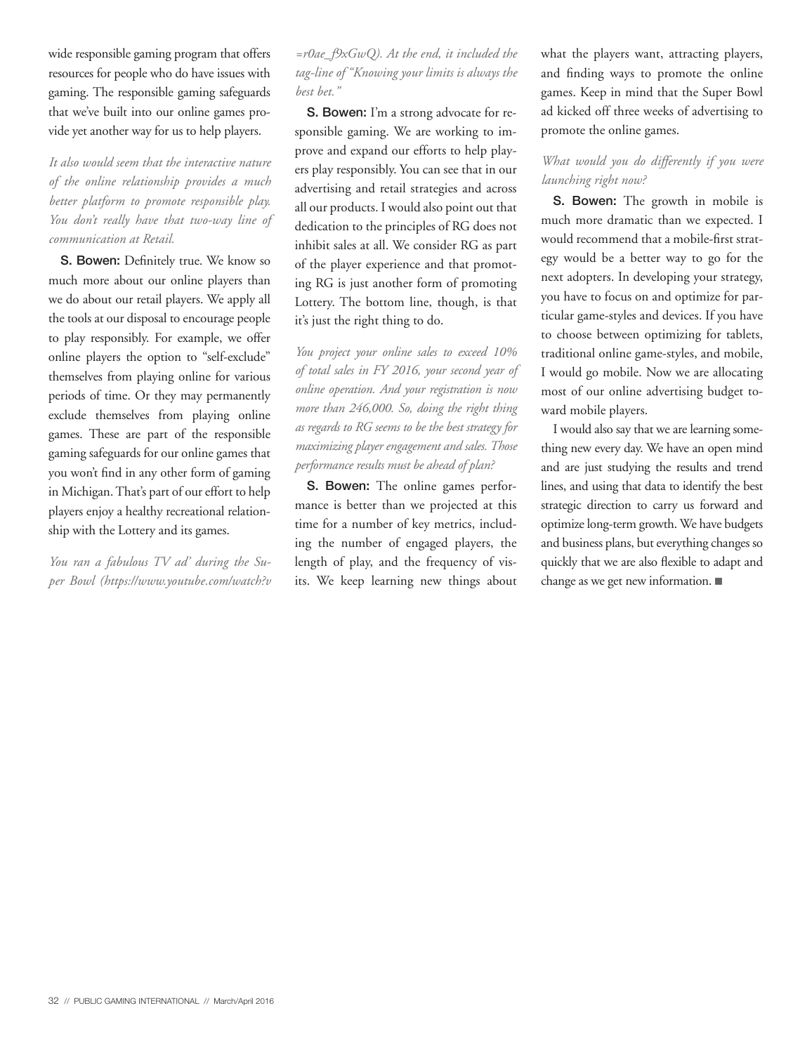wide responsible gaming program that offers resources for people who do have issues with gaming. The responsible gaming safeguards that we've built into our online games provide yet another way for us to help players.

*It also would seem that the interactive nature of the online relationship provides a much better platform to promote responsible play. You don't really have that two-way line of communication at Retail.*

**S. Bowen:** Definitely true. We know so much more about our online players than we do about our retail players. We apply all the tools at our disposal to encourage people to play responsibly. For example, we offer online players the option to "self-exclude" themselves from playing online for various periods of time. Or they may permanently exclude themselves from playing online games. These are part of the responsible gaming safeguards for our online games that you won't find in any other form of gaming in Michigan. That's part of our effort to help players enjoy a healthy recreational relationship with the Lottery and its games.

*You ran a fabulous TV ad' during the Super Bowl (https://www.youtube.com/watch?v=r0ae_f9xGwQ). At the end, it included the tag-line of "Knowing your limits is always the best bet."*

**S. Bowen:** I'm a strong advocate for responsible gaming. We are working to improve and expand our efforts to help players play responsibly. You can see that in our advertising and retail strategies and across all our products. I would also point out that dedication to the principles of RG does not inhibit sales at all. We consider RG as part of the player experience and that promoting RG is just another form of promoting Lottery. The bottom line, though, is that it's just the right thing to do.

*You project your online sales to exceed 10% of total sales in FY 2016, your second year of online operation. And your registration is now more than 246,000. So, doing the right thing as regards to RG seems to be the best strategy for maximizing player engagement and sales. Those performance results must be ahead of plan?*

**S. Bowen:** The online games performance is better than we projected at this time for a number of key metrics, including the number of engaged players, the length of play, and the frequency of visits. We keep learning new things about what the players want, attracting players, and finding ways to promote the online games. Keep in mind that the Super Bowl ad kicked off three weeks of advertising to promote the online games.

*What would you do differently if you were launching right now?*

**S. Bowen:** The growth in mobile is much more dramatic than we expected. I would recommend that a mobile-first strategy would be a better way to go for the next adopters. In developing your strategy, you have to focus on and optimize for particular game-styles and devices. If you have to choose between optimizing for tablets, traditional online game-styles, and mobile, I would go mobile. Now we are allocating most of our online advertising budget toward mobile players.

I would also say that we are learning something new every day. We have an open mind and are just studying the results and trend lines, and using that data to identify the best strategic direction to carry us forward and optimize long-term growth. We have budgets and business plans, but everything changes so quickly that we are also flexible to adapt and change as we get new information. ■